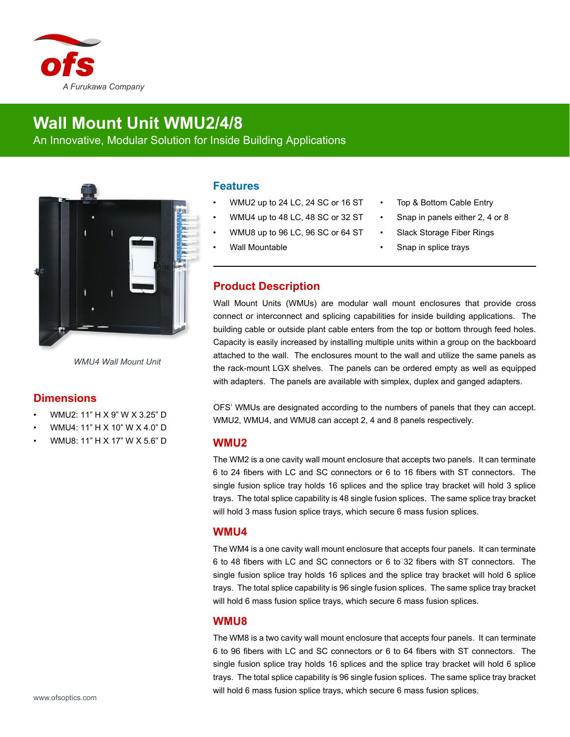ofs

A Furukawa Company

# Wall Mount Unit WMU2/4/8

An Innovative, Modular Solution for Inside Building Applications

*WMU4 Wall Mount Unit*

## Dimensions

- WMU2: 11” H X 9” W X 3.25” D
- WMU4: 11” H X 10” W X 4.0” D
- WMU8: 11” H X 17” W X 5.6” D

## Features

- WMU2 up to 24 LC, 24 SC or 16 ST
- WMU4 up to 48 LC, 48 SC or 32 ST
- WMU8 up to 96 LC, 96 SC or 64 ST
- Wall Mountable
- Top & Bottom Cable Entry
- Snap in panels either 2, 4 or 8
- Slack Storage Fiber Rings
- Snap in splice trays

## Product Description

Wall Mount Units (WMUs) are modular wall mount enclosures that provide cross connect or interconnect and splicing capabilities for inside building applications. The building cable or outside plant cable enters from the top or bottom through feed holes. Capacity is easily increased by installing multiple units within a group on the backboard attached to the wall. The enclosures mount to the wall and utilize the same panels as the rack-mount LGX shelves. The panels can be ordered empty as well as equipped with adapters. The panels are available with simplex, duplex and ganged adapters.

OFS’ WMUs are designated according to the numbers of panels that they can accept. WMU2, WMU4, and WMU8 can accept 2, 4 and 8 panels respectively.

### WMU2

The WM2 is a one cavity wall mount enclosure that accepts two panels. It can terminate 6 to 24 fibers with LC and SC connectors or 6 to 16 fibers with ST connectors. The single fusion splice tray holds 16 splices and the splice tray bracket will hold 3 splice trays. The total splice capability is 48 single fusion splices. The same splice tray bracket will hold 3 mass fusion splice trays, which secure 6 mass fusion splices.

### WMU4

The WM4 is a one cavity wall mount enclosure that accepts four panels. It can terminate 6 to 48 fibers with LC and SC connectors or 6 to 32 fibers with ST connectors. The single fusion splice tray holds 16 splices and the splice tray bracket will hold 6 splice trays. The total splice capability is 96 single fusion splices. The same splice tray bracket will hold 6 mass fusion splice trays, which secure 6 mass fusion splices.

### WMU8

The WM8 is a two cavity wall mount enclosure that accepts four panels. It can terminate 6 to 96 fibers with LC and SC connectors or 6 to 64 fibers with ST connectors. The single fusion splice tray holds 16 splices and the splice tray bracket will hold 6 splice trays. The total splice capability is 96 single fusion splices. The same splice tray bracket will hold 6 mass fusion splice trays, which secure 6 mass fusion splices.

www.ofsoptics.com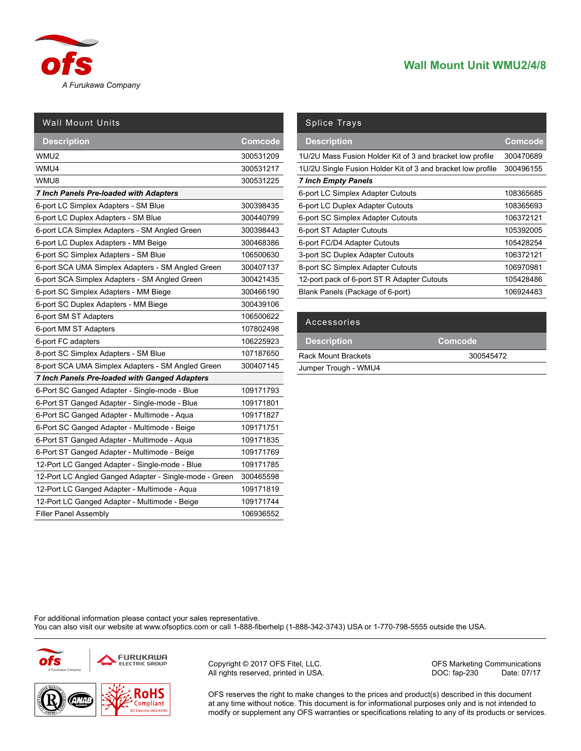## Wall Mount Unit WMU2/4/8

### Wall Mount Units

| Description | Comcode |
| --- | --- |
| WMU2 | 300531209 |
| WMU4 | 300531217 |
| WMU8 | 300531225 |
| ***7 Inch Panels Pre-loaded with Adapters*** | |
| 6-port LC Simplex Adapters - SM Blue | 300398435 |
| 6-port LC Duplex Adapters - SM Blue | 300440799 |
| 6-port LCA Simplex Adapters - SM Angled Green | 300398443 |
| 6-port LC Duplex Adapters - MM Beige | 300468386 |
| 6-port SC Simplex Adapters - SM Blue | 106500630 |
| 6-port SCA UMA Simplex Adapters - SM Angled Green | 300407137 |
| 6-port SCA Simplex Adapters - SM Angled Green | 300421435 |
| 6-port SC Simplex Adapters - MM Biege | 300466190 |
| 6-port SC Duplex Adapters - MM Biege | 300439106 |
| 6-port SM ST Adapters | 106500622 |
| 6-port MM ST Adapters | 107802498 |
| 6-port FC adapters | 106225923 |
| 8-port SC Simplex Adapters - SM Blue | 107187650 |
| 8-port SCA UMA Simplex Adapters - SM Angled Green | 300407145 |
| ***7 Inch Panels Pre-loaded with Ganged Adapters*** | |
| 6-Port SC Ganged Adapter - Single-mode - Blue | 109171793 |
| 6-Port ST Ganged Adapter - Single-mode - Blue | 109171801 |
| 6-Port SC Ganged Adapter - Multimode - Aqua | 109171827 |
| 6-Port SC Ganged Adapter - Multimode - Beige | 109171751 |
| 6-Port ST Ganged Adapter - Multimode - Aqua | 109171835 |
| 6-Port ST Ganged Adapter - Multimode - Beige | 109171769 |
| 12-Port LC Ganged Adapter - Single-mode - Blue | 109171785 |
| 12-Port LC Angled Ganged Adapter - Single-mode - Green | 300465598 |
| 12-Port LC Ganged Adapter - Multimode - Aqua | 109171819 |
| 12-Port LC Ganged Adapter - Multimode - Beige | 109171744 |
| Filler Panel Assembly | 106936552 |

### Splice Trays

| Description | Comcode |
| --- | --- |
| 1U/2U Mass Fusion Holder Kit of 3 and bracket low profile | 300470689 |
| 1U/2U Single Fusion Holder Kit of 3 and bracket low profile | 300496155 |
| ***7 Inch Empty Panels*** | |
| 6-port LC Simplex Adapter Cutouts | 108365685 |
| 6-port LC Duplex Adapter Cutouts | 108365693 |
| 6-port SC Simplex Adapter Cutouts | 106372121 |
| 6-port ST Adapter Cutouts | 105392005 |
| 6-port FC/D4 Adapter Cutouts | 105428254 |
| 3-port SC Duplex Adapter Cutouts | 106372121 |
| 8-port SC Simplex Adapter Cutouts | 106970981 |
| 12-port pack of 6-port ST R Adapter Cutouts | 105428486 |
| Blank Panels (Package of 6-port) | 106924483 |

### Accessories

| Description | Comcode |
| --- | --- |
| Rack Mount Brackets | 300545472 |
| Jumper Trough - WMU4 | |

For additional information please contact your sales representative.
You can also visit our website at www.ofsoptics.com or call 1-888-fiberhelp (1-888-342-3743) USA or 1-770-798-5555 outside the USA.

Copyright © 2017 OFS Fitel, LLC.
All rights reserved, printed in USA.

OFS Marketing Communications
DOC: fap-230 Date: 07/17

OFS reserves the right to make changes to the prices and product(s) described in this document at any time without notice. This document is for informational purposes only and is not intended to modify or supplement any OFS warranties or specifications relating to any of its products or services.